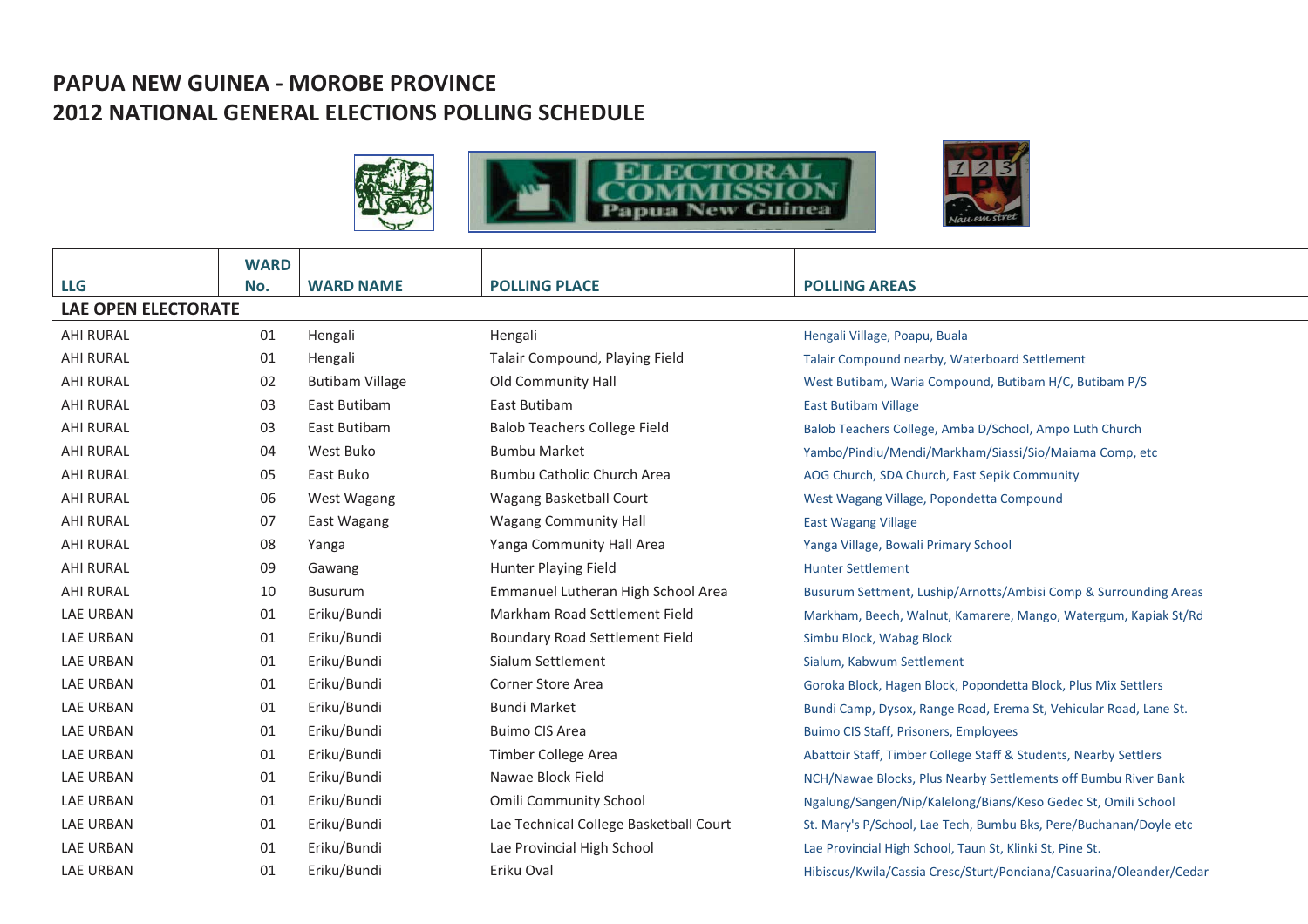# PAPUA NEW GUINEA - MOROBE PROVINCE
# 2012 NATIONAL GENERAL ELECTIONS POLLING SCHEDULE

| LLG | WARD No. | WARD NAME | POLLING PLACE | POLLING AREAS |
|---|---|---|---|---|
| **LAE OPEN ELECTORATE** | | | | |
| AHI RURAL | 01 | Hengali | Hengali | Hengali Village, Poapu, Buala |
| AHI RURAL | 01 | Hengali | Talair Compound, Playing Field | Talair Compound nearby, Waterboard Settlement |
| AHI RURAL | 02 | Butibam Village | Old Community Hall | West Butibam, Waria Compound, Butibam H/C, Butibam P/S |
| AHI RURAL | 03 | East Butibam | East Butibam | East Butibam Village |
| AHI RURAL | 03 | East Butibam | Balob Teachers College Field | Balob Teachers College, Amba D/School, Ampo Luth Church |
| AHI RURAL | 04 | West Buko | Bumbu Market | Yambo/Pindiu/Mendi/Markham/Siassi/Sio/Maiama Comp, etc |
| AHI RURAL | 05 | East Buko | Bumbu Catholic Church Area | AOG Church, SDA Church, East Sepik Community |
| AHI RURAL | 06 | West Wagang | Wagang Basketball Court | West Wagang Village, Popondetta Compound |
| AHI RURAL | 07 | East Wagang | Wagang Community Hall | East Wagang Village |
| AHI RURAL | 08 | Yanga | Yanga Community Hall Area | Yanga Village, Bowali Primary School |
| AHI RURAL | 09 | Gawang | Hunter Playing Field | Hunter Settlement |
| AHI RURAL | 10 | Busurum | Emmanuel Lutheran High School Area | Busurum Settment, Luship/Arnotts/Ambisi Comp & Surrounding Areas |
| LAE URBAN | 01 | Eriku/Bundi | Markham Road Settlement Field | Markham, Beech, Walnut, Kamarere, Mango, Watergum, Kapiak St/Rd |
| LAE URBAN | 01 | Eriku/Bundi | Boundary Road Settlement Field | Simbu Block, Wabag Block |
| LAE URBAN | 01 | Eriku/Bundi | Sialum Settlement | Sialum, Kabwum Settlement |
| LAE URBAN | 01 | Eriku/Bundi | Corner Store Area | Goroka Block, Hagen Block, Popondetta Block, Plus Mix Settlers |
| LAE URBAN | 01 | Eriku/Bundi | Bundi Market | Bundi Camp, Dysox, Range Road, Erema St, Vehicular Road, Lane St. |
| LAE URBAN | 01 | Eriku/Bundi | Buimo CIS Area | Buimo CIS Staff, Prisoners, Employees |
| LAE URBAN | 01 | Eriku/Bundi | Timber College Area | Abattoir Staff, Timber College Staff & Students, Nearby Settlers |
| LAE URBAN | 01 | Eriku/Bundi | Nawae Block Field | NCH/Nawae Blocks, Plus Nearby Settlements off Bumbu River Bank |
| LAE URBAN | 01 | Eriku/Bundi | Omili Community School | Ngalung/Sangen/Nip/Kalelong/Bians/Keso Gedec St, Omili School |
| LAE URBAN | 01 | Eriku/Bundi | Lae Technical College Basketball Court | St. Mary's P/School, Lae Tech, Bumbu Bks, Pere/Buchanan/Doyle etc |
| LAE URBAN | 01 | Eriku/Bundi | Lae Provincial High School | Lae Provincial High School, Taun St, Klinki St, Pine St. |
| LAE URBAN | 01 | Eriku/Bundi | Eriku Oval | Hibiscus/Kwila/Cassia Cresc/Sturt/Ponciana/Casuarina/Oleander/Cedar |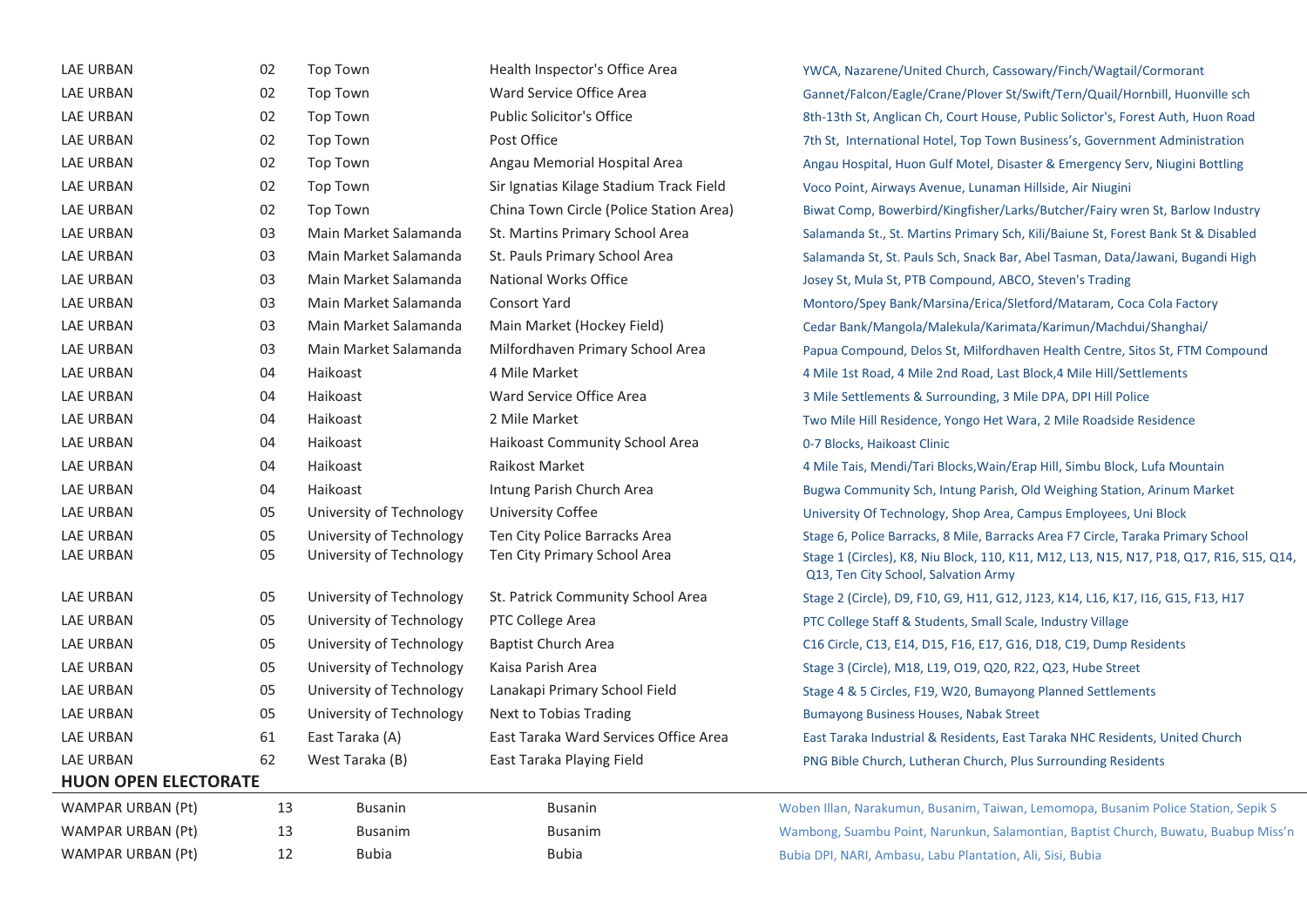| | | | | |
|---|---|---|---|---|
| LAE URBAN | 02 | Top Town | Health Inspector's Office Area | YWCA, Nazerene/United Church, Cassowary/Finch/Wagtail/Cormorant |
| LAE URBAN | 02 | Top Town | Ward Service Office Area | Gannet/Falcon/Eagle/Crane/Plover St/Swift/Tern/Quail/Hornbill, Huonville sch |
| LAE URBAN | 02 | Top Town | Public Solicitor's Office | 8th-13th St, Anglican Ch, Court House, Public Solictor's, Forest Auth, Huon Road |
| LAE URBAN | 02 | Top Town | Post Office | 7th St, International Hotel, Top Town Business's, Government Administration |
| LAE URBAN | 02 | Top Town | Angau Memorial Hospital Area | Angau Hospital, Huon Gulf Motel, Disaster & Emergency Serv, Niugini Bottling |
| LAE URBAN | 02 | Top Town | Sir Ignatias Kilage Stadium Track Field | Voco Point, Airways Avenue, Lunaman Hillside, Air Niugini |
| LAE URBAN | 02 | Top Town | China Town Circle (Police Station Area) | Biwat Comp, Bowerbird/Kingfisher/Larks/Butcher/Fairy wren St, Barlow Industry |
| LAE URBAN | 03 | Main Market Salamanda | St. Martins Primary School Area | Salamanda St., St. Martins Primary Sch, Kili/Baiune St, Forest Bank St & Disabled |
| LAE URBAN | 03 | Main Market Salamanda | St. Pauls Primary School Area | Salamanda St, St. Pauls Sch, Snack Bar, Abel Tasman, Data/Jawani, Bugandi High |
| LAE URBAN | 03 | Main Market Salamanda | National Works Office | Josey St, Mula St, PTB Compound, ABCO, Steven's Trading |
| LAE URBAN | 03 | Main Market Salamanda | Consort Yard | Montoro/Spey Bank/Marsina/Erica/Sletford/Mataram, Coca Cola Factory |
| LAE URBAN | 03 | Main Market Salamanda | Main Market (Hockey Field) | Cedar Bank/Mangola/Malekula/Karimata/Karimun/Machdui/Shanghai/ |
| LAE URBAN | 03 | Main Market Salamanda | Milfordhaven Primary School Area | Papua Compound, Delos St, Milfordhaven Health Centre, Sitos St, FTM Compound |
| LAE URBAN | 04 | Haikoast | 4 Mile Market | 4 Mile 1st Road, 4 Mile 2nd Road, Last Block,4 Mile Hill/Settlements |
| LAE URBAN | 04 | Haikoast | Ward Service Office Area | 3 Mile Settlements & Surrounding, 3 Mile DPA, DPI Hill Police |
| LAE URBAN | 04 | Haikoast | 2 Mile Market | Two Mile Hill Residence, Yongo Het Wara, 2 Mile Roadside Residence |
| LAE URBAN | 04 | Haikoast | Haikoast Community School Area | 0-7 Blocks, Haikoast Clinic |
| LAE URBAN | 04 | Haikoast | Raikost Market | 4 Mile Tais, Mendi/Tari Blocks,Wain/Erap Hill, Simbu Block, Lufa Mountain |
| LAE URBAN | 04 | Haikoast | Intung Parish Church Area | Bugwa Community Sch, Intung Parish, Old Weighing Station, Arinum Market |
| LAE URBAN | 05 | University of Technology | University Coffee | University Of Technology, Shop Area, Campus Employees, Uni Block |
| LAE URBAN | 05 | University of Technology | Ten City Police Barracks Area | Stage 6, Police Barracks, 8 Mile, Barracks Area F7 Circle, Taraka Primary School |
| LAE URBAN | 05 | University of Technology | Ten City Primary School Area | Stage 1 (Circles), K8, Niu Block, 110, K11, M12, L13, N15, N17, P18, Q17, R16, S15, Q14, Q13, Ten City School, Salvation Army |
| LAE URBAN | 05 | University of Technology | St. Patrick Community School Area | Stage 2 (Circle), D9, F10, G9, H11, G12, J123, K14, L16, K17, I16, G15, F13, H17 |
| LAE URBAN | 05 | University of Technology | PTC College Area | PTC College Staff & Students, Small Scale, Industry Village |
| LAE URBAN | 05 | University of Technology | Baptist Church Area | C16 Circle, C13, E14, D15, F16, E17, G16, D18, C19, Dump Residents |
| LAE URBAN | 05 | University of Technology | Kaisa Parish Area | Stage 3 (Circle), M18, L19, O19, Q20, R22, Q23, Hube Street |
| LAE URBAN | 05 | University of Technology | Lanakapi Primary School Field | Stage 4 & 5 Circles, F19, W20, Bumayong Planned Settlements |
| LAE URBAN | 05 | University of Technology | Next to Tobias Trading | Bumayong Business Houses, Nabak Street |
| LAE URBAN | 61 | East Taraka (A) | East Taraka Ward Services Office Area | East Taraka Industrial & Residents, East Taraka NHC Residents, United Church |
| LAE URBAN | 62 | West Taraka (B) | East Taraka Playing Field | PNG Bible Church, Lutheran Church, Plus Surrounding Residents |

**HUON OPEN ELECTORATE**

| | | | | |
|---|---|---|---|---|
| WAMPAR URBAN (Pt) | 13 | Busanin | Busanin | Woben Illan, Narakumun, Busanim, Taiwan, Lemomopa, Busanim Police Station, Sepik S |
| WAMPAR URBAN (Pt) | 13 | Busanim | Busanim | Wambong, Suambu Point, Narunkun, Salamontian, Baptist Church, Buwatu, Buabup Miss'n |
| WAMPAR URBAN (Pt) | 12 | Bubia | Bubia | Bubia DPI, NARI, Ambasu, Labu Plantation, Ali, Sisi, Bubia |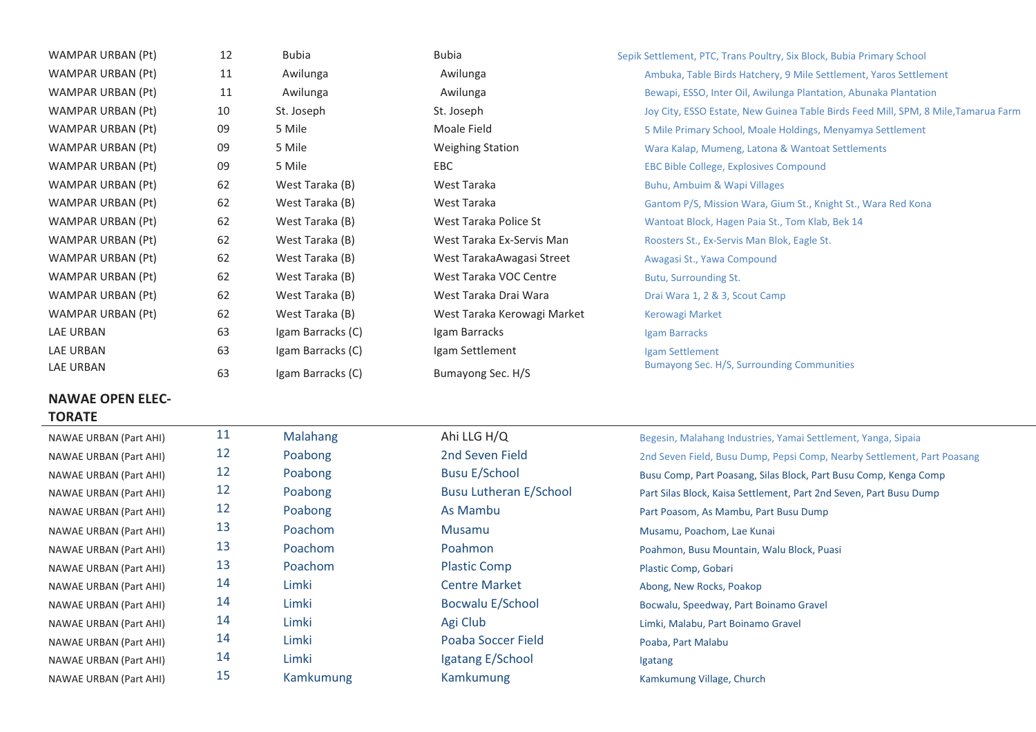| | | | | |
|---|---|---|---|---|
| WAMPAR URBAN (Pt) | 12 | Bubia | Bubia | Sepik Settlement, PTC, Trans Poultry, Six Block, Bubia Primary School |
| WAMPAR URBAN (Pt) | 11 | Awilunga | Awilunga | Ambuka, Table Birds Hatchery, 9 Mile Settlement, Yaros Settlement |
| WAMPAR URBAN (Pt) | 11 | Awilunga | Awilunga | Bewapi, ESSO, Inter Oil, Awilunga Plantation, Abunaka Plantation |
| WAMPAR URBAN (Pt) | 10 | St. Joseph | St. Joseph | Joy City, ESSO Estate, New Guinea Table Birds Feed Mill, SPM, 8 Mile,Tamarua Farm |
| WAMPAR URBAN (Pt) | 09 | 5 Mile | Moale Field | 5 Mile Primary School, Moale Holdings, Menyamya Settlement |
| WAMPAR URBAN (Pt) | 09 | 5 Mile | Weighing Station | Wara Kalap, Mumeng, Latona & Wantoat Settlements |
| WAMPAR URBAN (Pt) | 09 | 5 Mile | EBC | EBC Bible College, Explosives Compound |
| WAMPAR URBAN (Pt) | 62 | West Taraka (B) | West Taraka | Buhu, Ambuim & Wapi Villages |
| WAMPAR URBAN (Pt) | 62 | West Taraka (B) | West Taraka | Gantom P/S, Mission Wara, Gium St., Knight St., Wara Red Kona |
| WAMPAR URBAN (Pt) | 62 | West Taraka (B) | West Taraka Police St | Wantoat Block, Hagen Paia St., Tom Klab, Bek 14 |
| WAMPAR URBAN (Pt) | 62 | West Taraka (B) | West Taraka Ex-Servis Man | Roosters St., Ex-Servis Man Blok, Eagle St. |
| WAMPAR URBAN (Pt) | 62 | West Taraka (B) | West TarakaAwagasi Street | Awagasi St., Yawa Compound |
| WAMPAR URBAN (Pt) | 62 | West Taraka (B) | West Taraka VOC Centre | Butu, Surrounding St. |
| WAMPAR URBAN (Pt) | 62 | West Taraka (B) | West Taraka Drai Wara | Drai Wara 1, 2 & 3, Scout Camp |
| WAMPAR URBAN (Pt) | 62 | West Taraka (B) | West Taraka Kerowagi Market | Kerowagi Market |
| LAE URBAN | 63 | Igam Barracks (C) | Igam Barracks | Igam Barracks |
| LAE URBAN | 63 | Igam Barracks (C) | Igam Settlement | Igam Settlement |
| LAE URBAN | 63 | Igam Barracks (C) | Bumayong Sec. H/S | Bumayong Sec. H/S, Surrounding Communities |

**NAWAE OPEN ELECTORATE**

| | | | | |
|---|---|---|---|---|
| NAWAE URBAN (Part AHI) | 11 | Malahang | Ahi LLG H/Q | Begesin, Malahang Industries, Yamai Settlement, Yanga, Sipaia |
| NAWAE URBAN (Part AHI) | 12 | Poabong | 2nd Seven Field | 2nd Seven Field, Busu Dump, Pepsi Comp, Nearby Settlement, Part Poasang |
| NAWAE URBAN (Part AHI) | 12 | Poabong | Busu E/School | Busu Comp, Part Poasang, Silas Block, Part Busu Comp, Kenga Comp |
| NAWAE URBAN (Part AHI) | 12 | Poabong | Busu Lutheran E/School | Part Silas Block, Kaisa Settlement, Part 2nd Seven, Part Busu Dump |
| NAWAE URBAN (Part AHI) | 12 | Poabong | As Mambu | Part Poasom, As Mambu, Part Busu Dump |
| NAWAE URBAN (Part AHI) | 13 | Poachom | Musamu | Musamu, Poachom, Lae Kunai |
| NAWAE URBAN (Part AHI) | 13 | Poachom | Poahmon | Poahmon, Busu Mountain, Walu Block, Puasi |
| NAWAE URBAN (Part AHI) | 13 | Poachom | Plastic Comp | Plastic Comp, Gobari |
| NAWAE URBAN (Part AHI) | 14 | Limki | Centre Market | Abong, New Rocks, Poakop |
| NAWAE URBAN (Part AHI) | 14 | Limki | Bocwalu E/School | Bocwalu, Speedway, Part Boinamo Gravel |
| NAWAE URBAN (Part AHI) | 14 | Limki | Agi Club | Limki, Malabu, Part Boinamo Gravel |
| NAWAE URBAN (Part AHI) | 14 | Limki | Poaba Soccer Field | Poaba, Part Malabu |
| NAWAE URBAN (Part AHI) | 14 | Limki | Igatang E/School | Igatang |
| NAWAE URBAN (Part AHI) | 15 | Kamkumung | Kamkumung | Kamkumung Village, Church |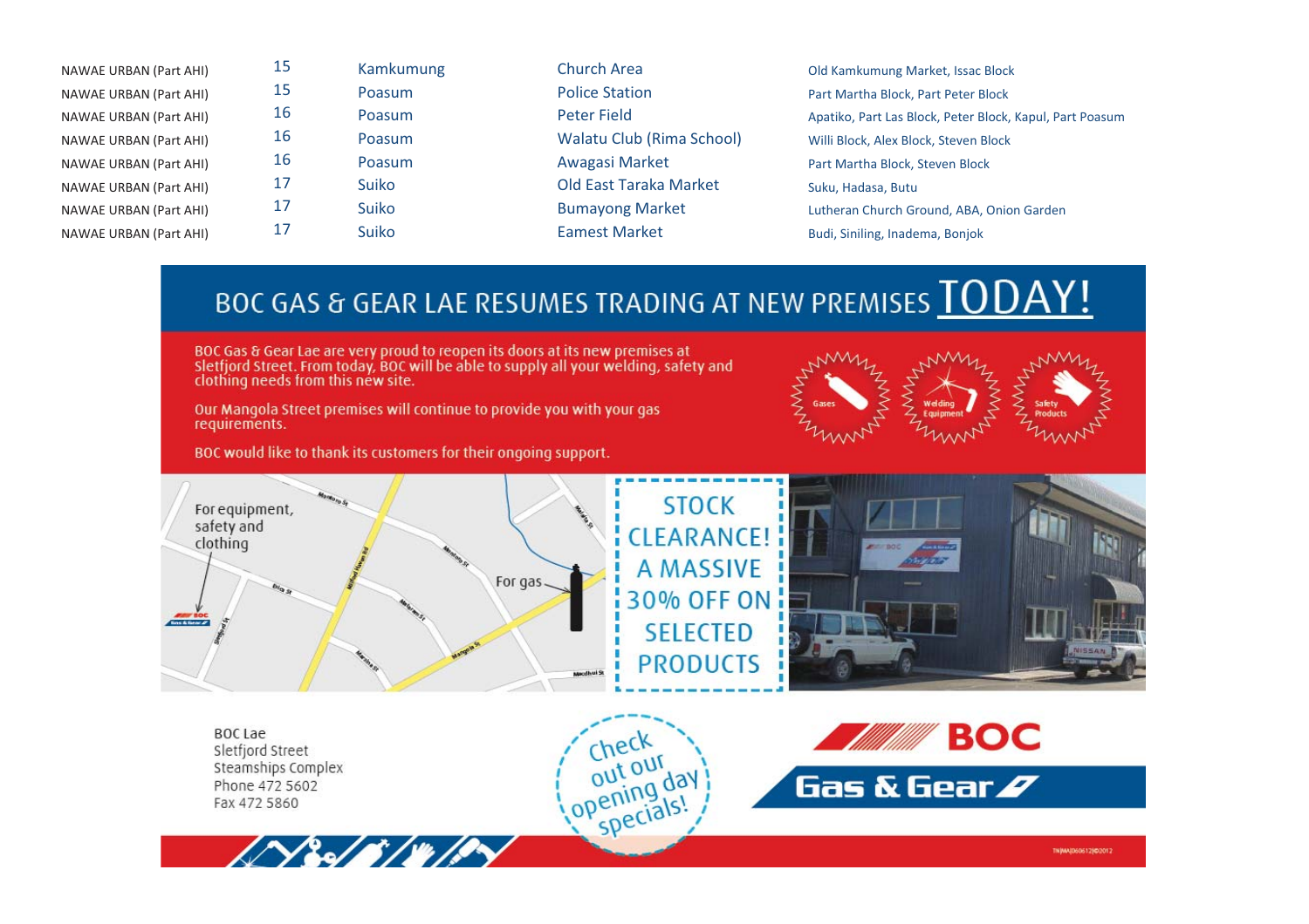| | | | | |
|---|---|---|---|---|
| NAWAE URBAN (Part AHI) | 15 | Kamkumung | Church Area | Old Kamkumung Market, Issac Block |
| NAWAE URBAN (Part AHI) | 15 | Poasum | Police Station | Part Martha Block, Part Peter Block |
| NAWAE URBAN (Part AHI) | 16 | Poasum | Peter Field | Apatiko, Part Las Block, Peter Block, Kapul, Part Poasum |
| NAWAE URBAN (Part AHI) | 16 | Poasum | Walatu Club (Rima School) | Willi Block, Alex Block, Steven Block |
| NAWAE URBAN (Part AHI) | 16 | Poasum | Awagasi Market | Part Martha Block, Steven Block |
| NAWAE URBAN (Part AHI) | 17 | Suiko | Old East Taraka Market | Suku, Hadasa, Butu |
| NAWAE URBAN (Part AHI) | 17 | Suiko | Bumayong Market | Lutheran Church Ground, ABA, Onion Garden |
| NAWAE URBAN (Part AHI) | 17 | Suiko | Eamest Market | Budi, Siniling, Inadema, Bonjok |

# BOC GAS & GEAR LAE RESUMES TRADING AT NEW PREMISES TODAY!

BOC Gas & Gear Lae are very proud to reopen its doors at its new premises at Sletfjord Street. From today, BOC will be able to supply all your welding, safety and clothing needs from this new site.

Our Mangola Street premises will continue to provide you with your gas requirements.

BOC would like to thank its customers for their ongoing support.

Gases | Welding Equipment | Safety Products

For equipment, safety and clothing

For gas

STOCK CLEARANCE! A MASSIVE 30% OFF ON SELECTED PRODUCTS

BOC Lae
Sletfjord Street
Steamships Complex
Phone 472 5602
Fax 472 5860

Check out our opening day specials!

BOC
Gas & Gear